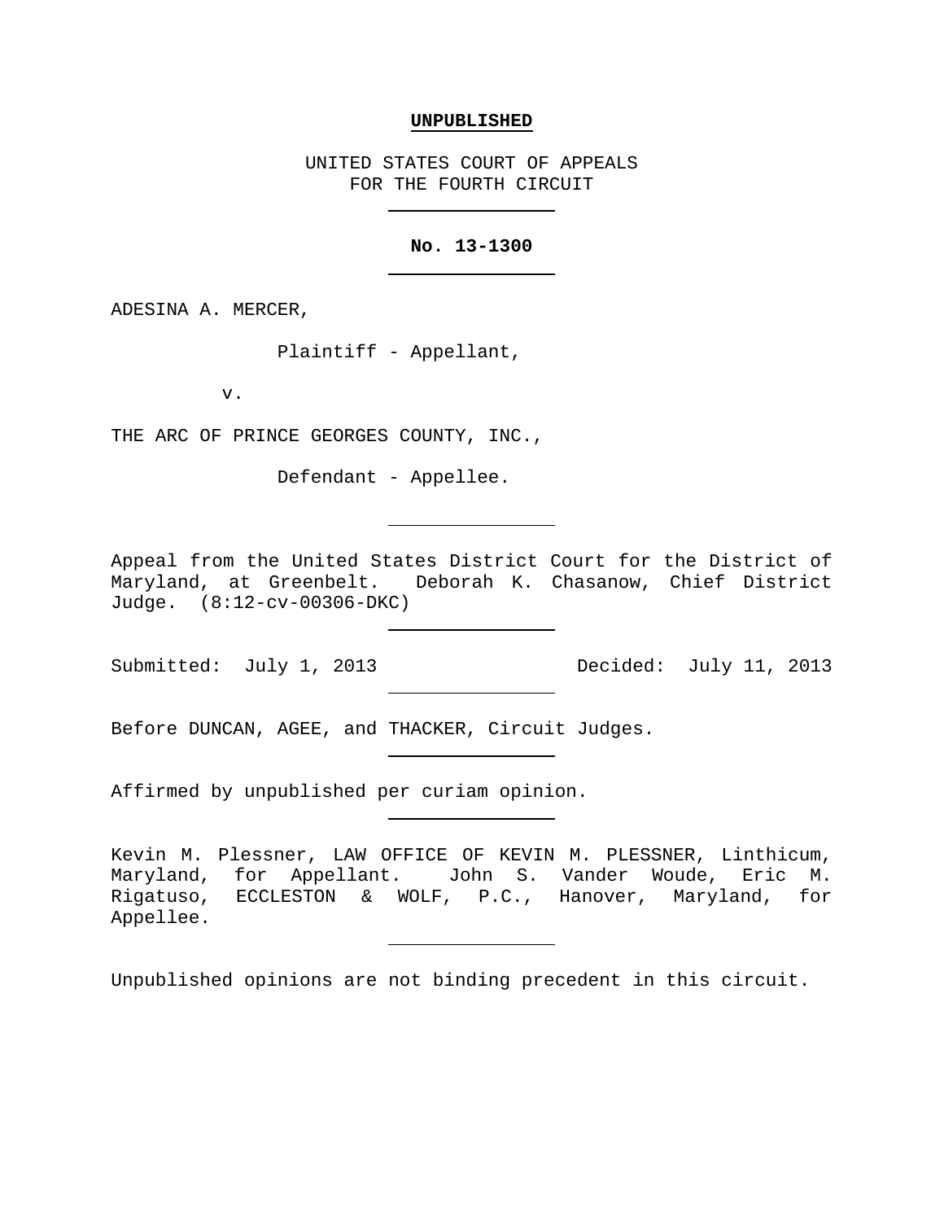**UNPUBLISHED**

UNITED STATES COURT OF APPEALS
FOR THE FOURTH CIRCUIT

---

**No. 13-1300**

---

ADESINA A. MERCER,

Plaintiff - Appellant,

v.

THE ARC OF PRINCE GEORGES COUNTY, INC.,

Defendant - Appellee.

---

Appeal from the United States District Court for the District of Maryland, at Greenbelt. Deborah K. Chasanow, Chief District Judge. (8:12-cv-00306-DKC)

---

Submitted: July 1, 2013 Decided: July 11, 2013

---

Before DUNCAN, AGEE, and THACKER, Circuit Judges.

---

Affirmed by unpublished per curiam opinion.

---

Kevin M. Plessner, LAW OFFICE OF KEVIN M. PLESSNER, Linthicum, Maryland, for Appellant. John S. Vander Woude, Eric M. Rigatuso, ECCLESTON & WOLF, P.C., Hanover, Maryland, for Appellee.

---

Unpublished opinions are not binding precedent in this circuit.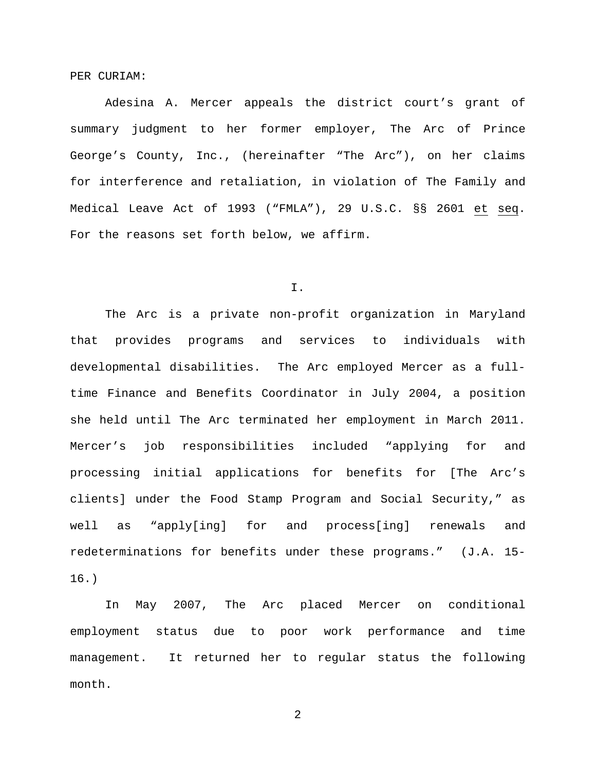PER CURIAM:

Adesina A. Mercer appeals the district court's grant of summary judgment to her former employer, The Arc of Prince George's County, Inc., (hereinafter "The Arc"), on her claims for interference and retaliation, in violation of The Family and Medical Leave Act of 1993 ("FMLA"), 29 U.S.C. §§ 2601 et seq. For the reasons set forth below, we affirm.

## I.

The Arc is a private non-profit organization in Maryland that provides programs and services to individuals with developmental disabilities. The Arc employed Mercer as a full-time Finance and Benefits Coordinator in July 2004, a position she held until The Arc terminated her employment in March 2011. Mercer's job responsibilities included "applying for and processing initial applications for benefits for [The Arc's clients] under the Food Stamp Program and Social Security," as well as "apply[ing] for and process[ing] renewals and redeterminations for benefits under these programs." (J.A. 15-16.)

In May 2007, The Arc placed Mercer on conditional employment status due to poor work performance and time management. It returned her to regular status the following month.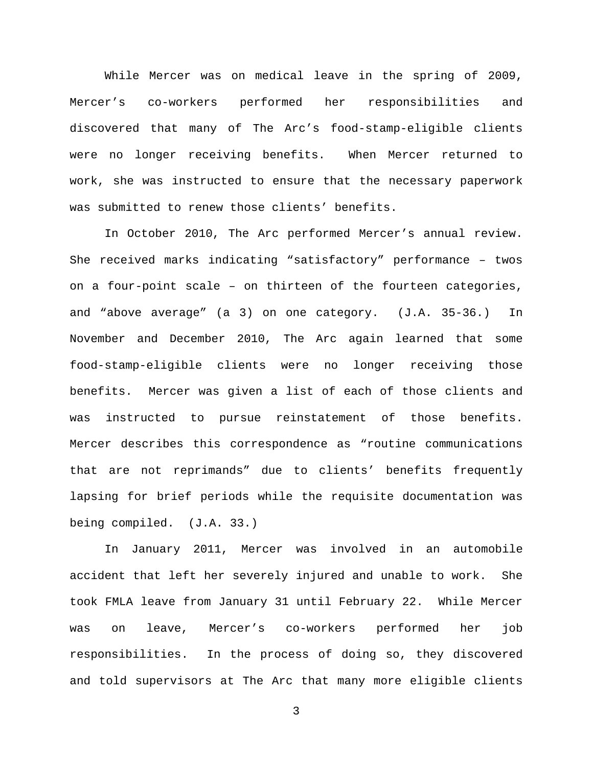While Mercer was on medical leave in the spring of 2009, Mercer's co-workers performed her responsibilities and discovered that many of The Arc's food-stamp-eligible clients were no longer receiving benefits. When Mercer returned to work, she was instructed to ensure that the necessary paperwork was submitted to renew those clients' benefits.

In October 2010, The Arc performed Mercer's annual review. She received marks indicating "satisfactory" performance – twos on a four-point scale – on thirteen of the fourteen categories, and "above average" (a 3) on one category. (J.A. 35-36.) In November and December 2010, The Arc again learned that some food-stamp-eligible clients were no longer receiving those benefits. Mercer was given a list of each of those clients and was instructed to pursue reinstatement of those benefits. Mercer describes this correspondence as "routine communications that are not reprimands" due to clients' benefits frequently lapsing for brief periods while the requisite documentation was being compiled. (J.A. 33.)

In January 2011, Mercer was involved in an automobile accident that left her severely injured and unable to work. She took FMLA leave from January 31 until February 22. While Mercer was on leave, Mercer's co-workers performed her job responsibilities. In the process of doing so, they discovered and told supervisors at The Arc that many more eligible clients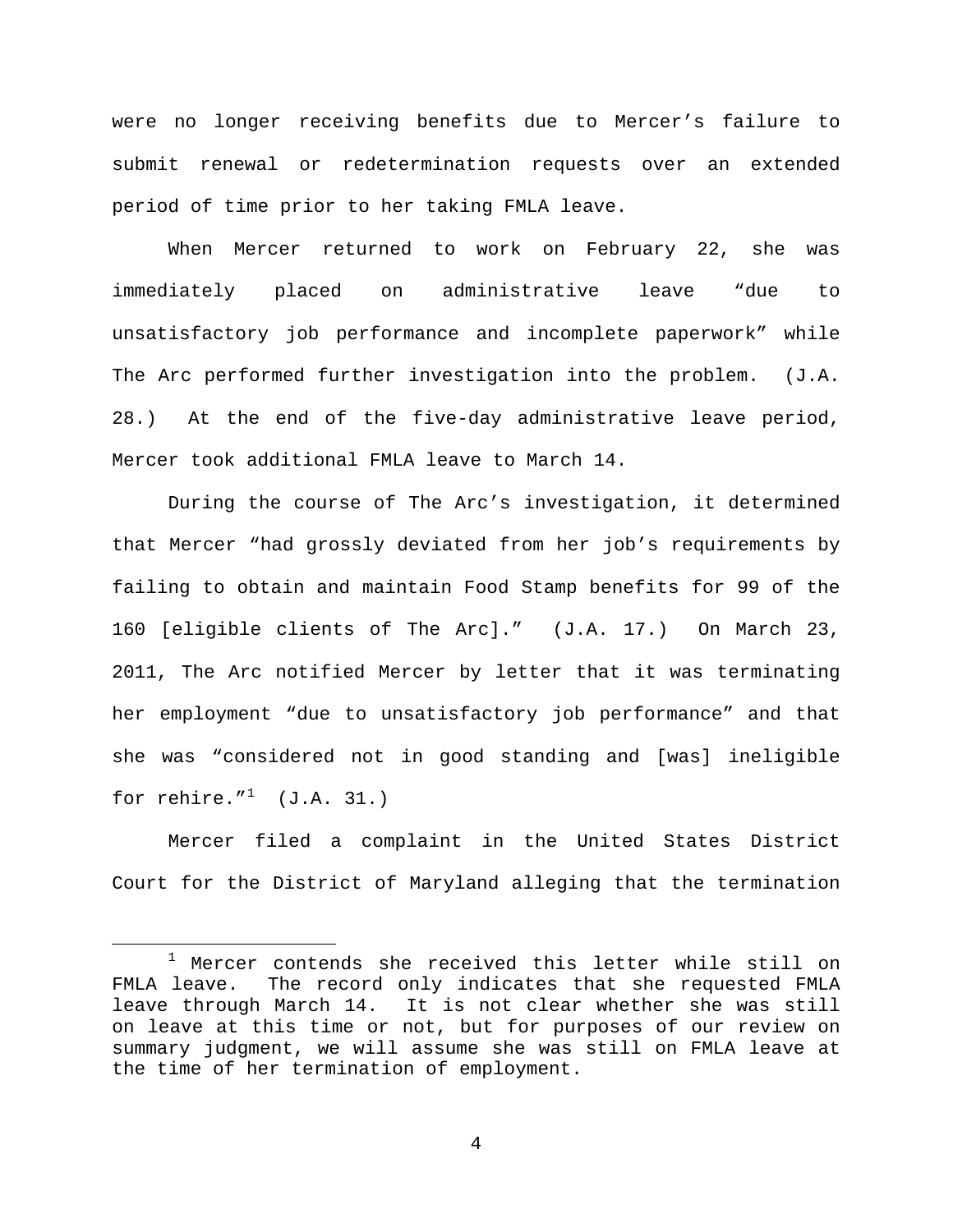were no longer receiving benefits due to Mercer's failure to submit renewal or redetermination requests over an extended period of time prior to her taking FMLA leave.

When Mercer returned to work on February 22, she was immediately placed on administrative leave "due to unsatisfactory job performance and incomplete paperwork" while The Arc performed further investigation into the problem. (J.A. 28.) At the end of the five-day administrative leave period, Mercer took additional FMLA leave to March 14.

During the course of The Arc's investigation, it determined that Mercer "had grossly deviated from her job's requirements by failing to obtain and maintain Food Stamp benefits for 99 of the 160 [eligible clients of The Arc]." (J.A. 17.) On March 23, 2011, The Arc notified Mercer by letter that it was terminating her employment "due to unsatisfactory job performance" and that she was "considered not in good standing and [was] ineligible for rehire."[1] (J.A. 31.)

Mercer filed a complaint in the United States District Court for the District of Maryland alleging that the termination

---

[1] Mercer contends she received this letter while still on FMLA leave. The record only indicates that she requested FMLA leave through March 14. It is not clear whether she was still on leave at this time or not, but for purposes of our review on summary judgment, we will assume she was still on FMLA leave at the time of her termination of employment.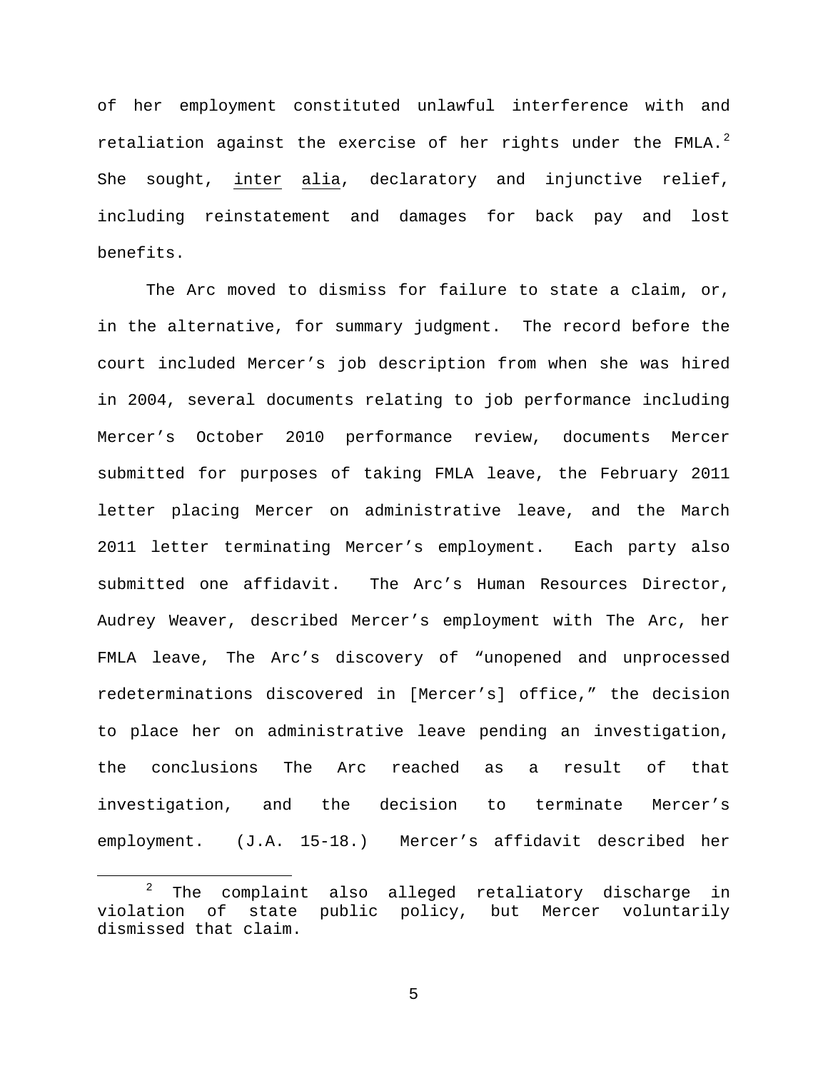of her employment constituted unlawful interference with and retaliation against the exercise of her rights under the FMLA.[2] She sought, inter alia, declaratory and injunctive relief, including reinstatement and damages for back pay and lost benefits.

The Arc moved to dismiss for failure to state a claim, or, in the alternative, for summary judgment. The record before the court included Mercer's job description from when she was hired in 2004, several documents relating to job performance including Mercer's October 2010 performance review, documents Mercer submitted for purposes of taking FMLA leave, the February 2011 letter placing Mercer on administrative leave, and the March 2011 letter terminating Mercer's employment. Each party also submitted one affidavit. The Arc's Human Resources Director, Audrey Weaver, described Mercer's employment with The Arc, her FMLA leave, The Arc's discovery of "unopened and unprocessed redeterminations discovered in [Mercer's] office," the decision to place her on administrative leave pending an investigation, the conclusions The Arc reached as a result of that investigation, and the decision to terminate Mercer's employment. (J.A. 15-18.) Mercer's affidavit described her

---

[2] The complaint also alleged retaliatory discharge in violation of state public policy, but Mercer voluntarily dismissed that claim.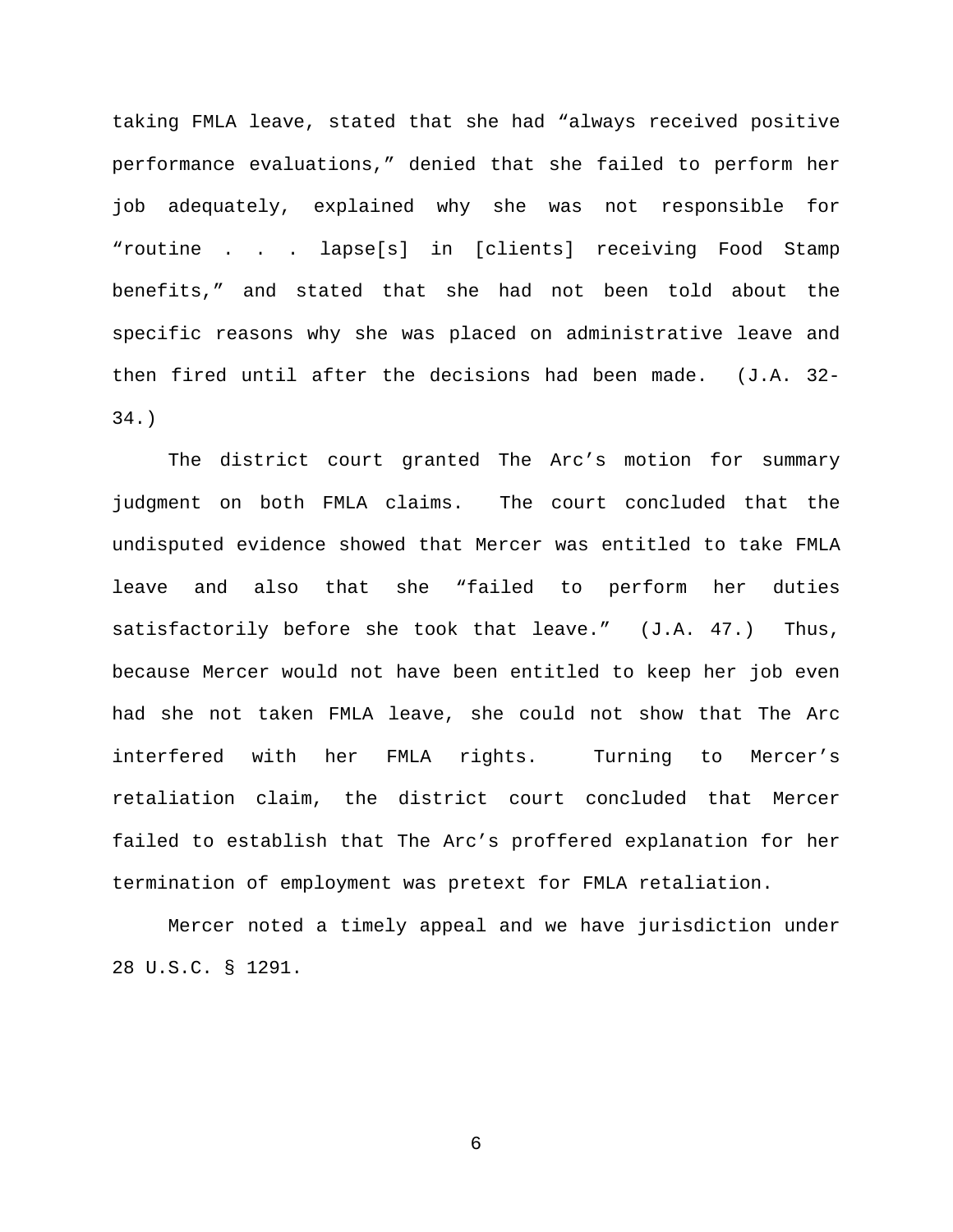taking FMLA leave, stated that she had "always received positive performance evaluations," denied that she failed to perform her job adequately, explained why she was not responsible for "routine . . . lapse[s] in [clients] receiving Food Stamp benefits," and stated that she had not been told about the specific reasons why she was placed on administrative leave and then fired until after the decisions had been made. (J.A. 32-34.)

The district court granted The Arc's motion for summary judgment on both FMLA claims. The court concluded that the undisputed evidence showed that Mercer was entitled to take FMLA leave and also that she "failed to perform her duties satisfactorily before she took that leave." (J.A. 47.) Thus, because Mercer would not have been entitled to keep her job even had she not taken FMLA leave, she could not show that The Arc interfered with her FMLA rights. Turning to Mercer's retaliation claim, the district court concluded that Mercer failed to establish that The Arc's proffered explanation for her termination of employment was pretext for FMLA retaliation.

Mercer noted a timely appeal and we have jurisdiction under 28 U.S.C. § 1291.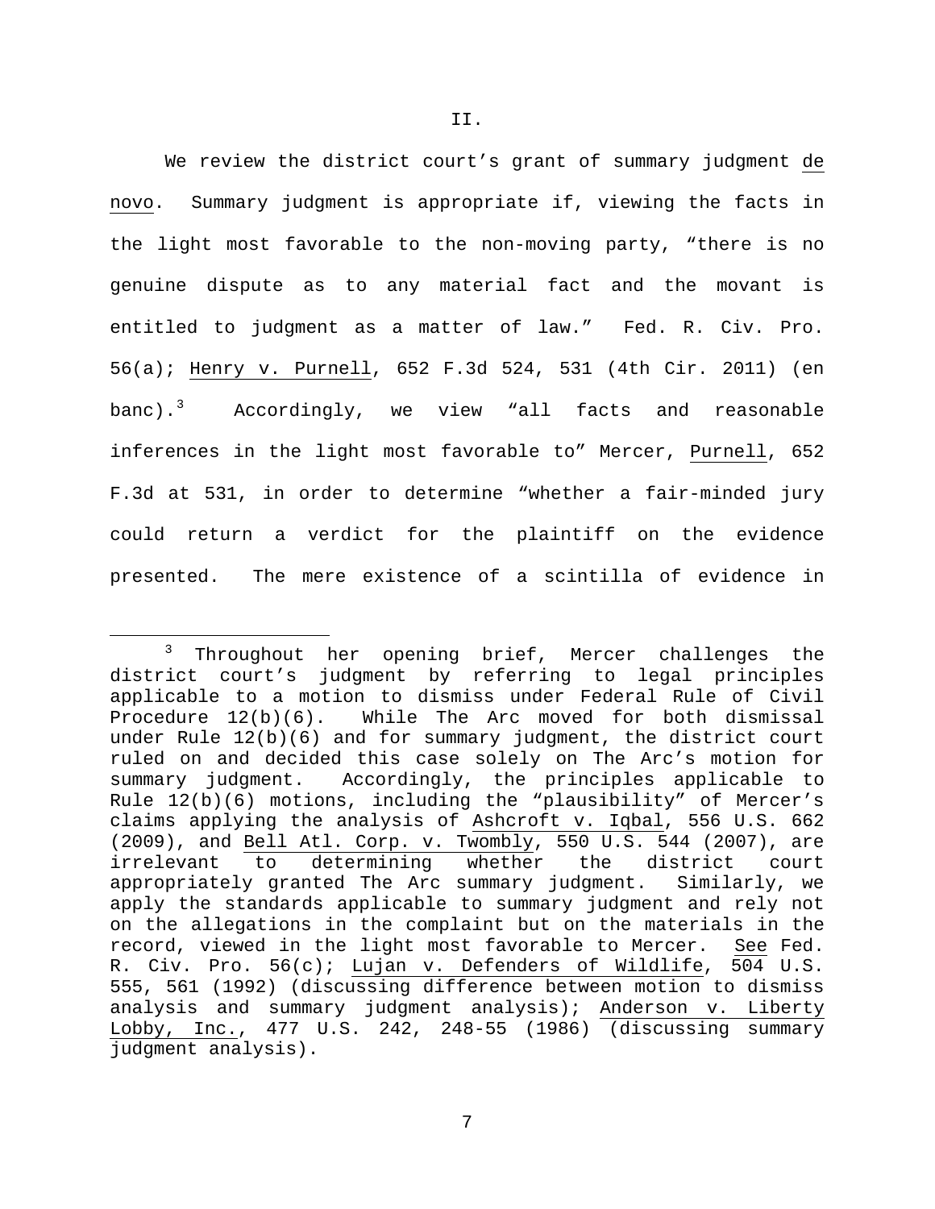## II.

We review the district court's grant of summary judgment *de novo*. Summary judgment is appropriate if, viewing the facts in the light most favorable to the non-moving party, "there is no genuine dispute as to any material fact and the movant is entitled to judgment as a matter of law." Fed. R. Civ. Pro. 56(a); *Henry v. Purnell*, 652 F.3d 524, 531 (4th Cir. 2011) (en banc).[3] Accordingly, we view "all facts and reasonable inferences in the light most favorable to" Mercer, *Purnell*, 652 F.3d at 531, in order to determine "whether a fair-minded jury could return a verdict for the plaintiff on the evidence presented. The mere existence of a scintilla of evidence in

---

[3] Throughout her opening brief, Mercer challenges the district court's judgment by referring to legal principles applicable to a motion to dismiss under Federal Rule of Civil Procedure 12(b)(6). While The Arc moved for both dismissal under Rule 12(b)(6) and for summary judgment, the district court ruled on and decided this case solely on The Arc's motion for summary judgment. Accordingly, the principles applicable to Rule 12(b)(6) motions, including the "plausibility" of Mercer's claims applying the analysis of *Ashcroft v. Iqbal*, 556 U.S. 662 (2009), and *Bell Atl. Corp. v. Twombly*, 550 U.S. 544 (2007), are irrelevant to determining whether the district court appropriately granted The Arc summary judgment. Similarly, we apply the standards applicable to summary judgment and rely not on the allegations in the complaint but on the materials in the record, viewed in the light most favorable to Mercer. *See* Fed. R. Civ. Pro. 56(c); *Lujan v. Defenders of Wildlife*, 504 U.S. 555, 561 (1992) (discussing difference between motion to dismiss analysis and summary judgment analysis); *Anderson v. Liberty Lobby, Inc.*, 477 U.S. 242, 248-55 (1986) (discussing summary judgment analysis).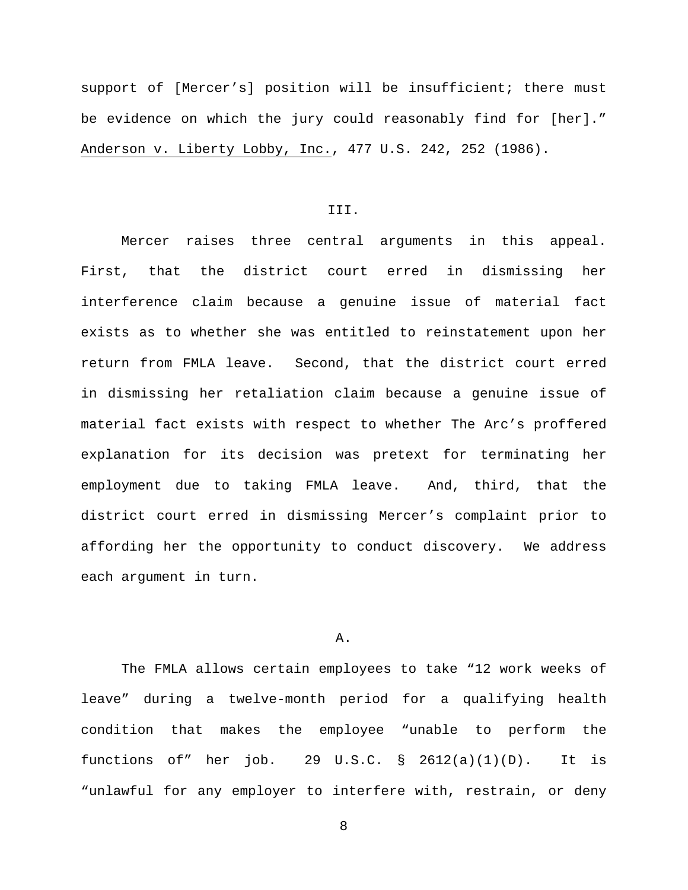support of [Mercer's] position will be insufficient; there must be evidence on which the jury could reasonably find for [her]." Anderson v. Liberty Lobby, Inc., 477 U.S. 242, 252 (1986).

## III.

Mercer raises three central arguments in this appeal. First, that the district court erred in dismissing her interference claim because a genuine issue of material fact exists as to whether she was entitled to reinstatement upon her return from FMLA leave. Second, that the district court erred in dismissing her retaliation claim because a genuine issue of material fact exists with respect to whether The Arc's proffered explanation for its decision was pretext for terminating her employment due to taking FMLA leave. And, third, that the district court erred in dismissing Mercer's complaint prior to affording her the opportunity to conduct discovery. We address each argument in turn.

### A.

The FMLA allows certain employees to take "12 work weeks of leave" during a twelve-month period for a qualifying health condition that makes the employee "unable to perform the functions of" her job. 29 U.S.C. § 2612(a)(1)(D). It is "unlawful for any employer to interfere with, restrain, or deny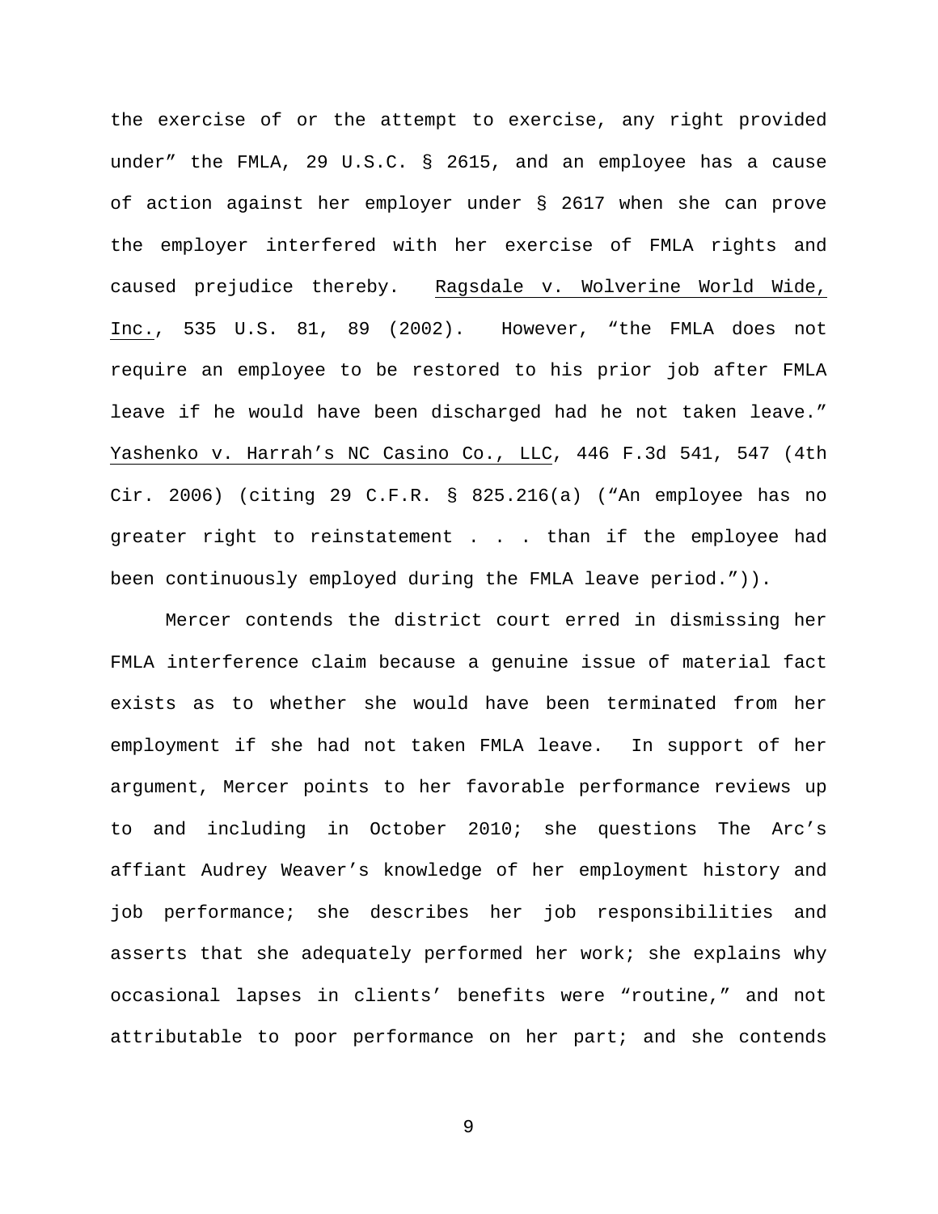the exercise of or the attempt to exercise, any right provided under" the FMLA, 29 U.S.C. § 2615, and an employee has a cause of action against her employer under § 2617 when she can prove the employer interfered with her exercise of FMLA rights and caused prejudice thereby. Ragsdale v. Wolverine World Wide, Inc., 535 U.S. 81, 89 (2002). However, "the FMLA does not require an employee to be restored to his prior job after FMLA leave if he would have been discharged had he not taken leave." Yashenko v. Harrah's NC Casino Co., LLC, 446 F.3d 541, 547 (4th Cir. 2006) (citing 29 C.F.R. § 825.216(a) ("An employee has no greater right to reinstatement . . . than if the employee had been continuously employed during the FMLA leave period.")).

Mercer contends the district court erred in dismissing her FMLA interference claim because a genuine issue of material fact exists as to whether she would have been terminated from her employment if she had not taken FMLA leave. In support of her argument, Mercer points to her favorable performance reviews up to and including in October 2010; she questions The Arc's affiant Audrey Weaver's knowledge of her employment history and job performance; she describes her job responsibilities and asserts that she adequately performed her work; she explains why occasional lapses in clients' benefits were "routine," and not attributable to poor performance on her part; and she contends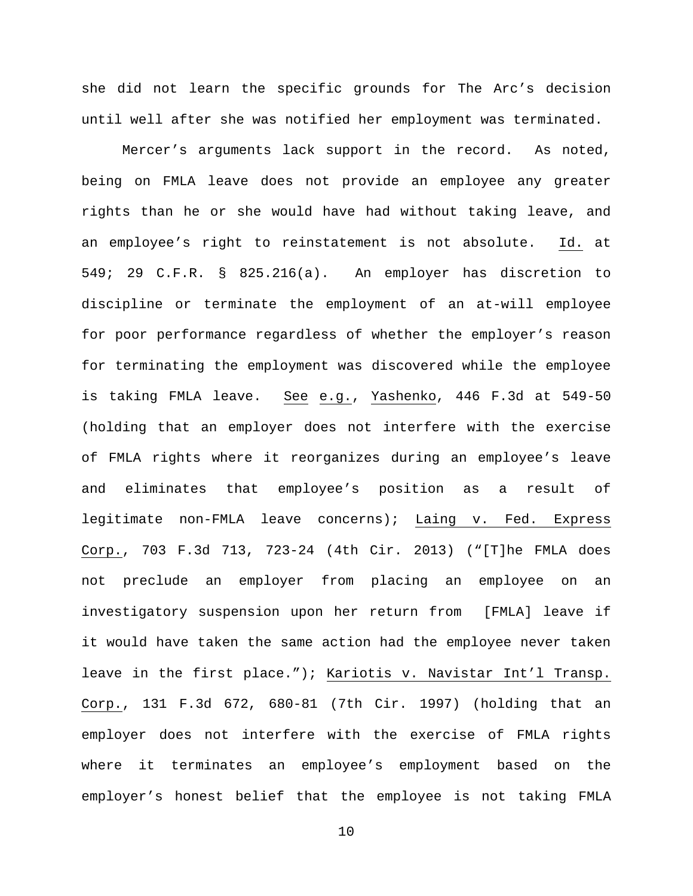she did not learn the specific grounds for The Arc's decision until well after she was notified her employment was terminated.

Mercer's arguments lack support in the record. As noted, being on FMLA leave does not provide an employee any greater rights than he or she would have had without taking leave, and an employee's right to reinstatement is not absolute. Id. at 549; 29 C.F.R. § 825.216(a). An employer has discretion to discipline or terminate the employment of an at-will employee for poor performance regardless of whether the employer's reason for terminating the employment was discovered while the employee is taking FMLA leave. See e.g., Yashenko, 446 F.3d at 549-50 (holding that an employer does not interfere with the exercise of FMLA rights where it reorganizes during an employee's leave and eliminates that employee's position as a result of legitimate non-FMLA leave concerns); Laing v. Fed. Express Corp., 703 F.3d 713, 723-24 (4th Cir. 2013) ("[T]he FMLA does not preclude an employer from placing an employee on an investigatory suspension upon her return from [FMLA] leave if it would have taken the same action had the employee never taken leave in the first place."); Kariotis v. Navistar Int'l Transp. Corp., 131 F.3d 672, 680-81 (7th Cir. 1997) (holding that an employer does not interfere with the exercise of FMLA rights where it terminates an employee's employment based on the employer's honest belief that the employee is not taking FMLA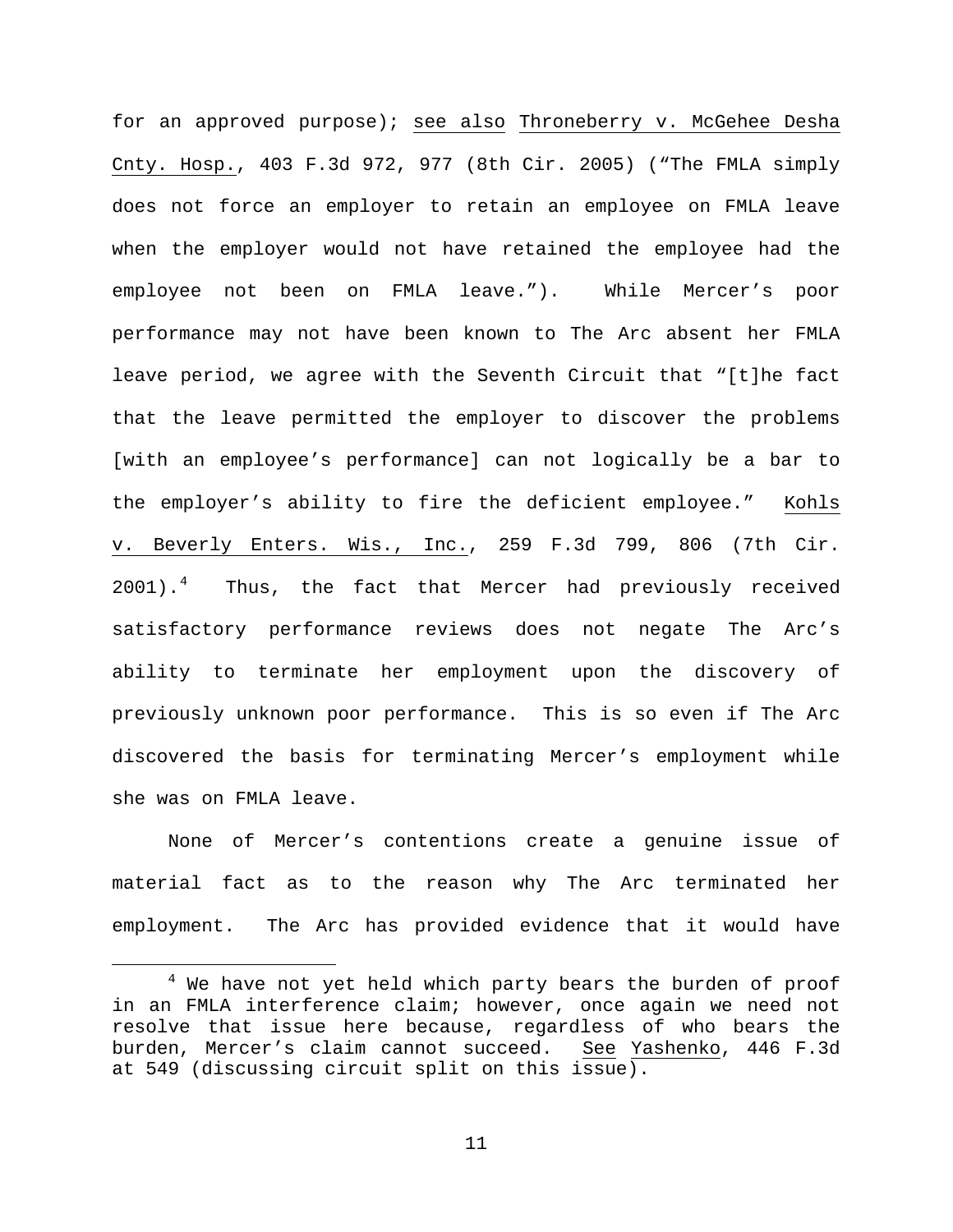for an approved purpose); see also Throneberry v. McGehee Desha Cnty. Hosp., 403 F.3d 972, 977 (8th Cir. 2005) ("The FMLA simply does not force an employer to retain an employee on FMLA leave when the employer would not have retained the employee had the employee not been on FMLA leave."). While Mercer's poor performance may not have been known to The Arc absent her FMLA leave period, we agree with the Seventh Circuit that "[t]he fact that the leave permitted the employer to discover the problems [with an employee's performance] can not logically be a bar to the employer's ability to fire the deficient employee." Kohls v. Beverly Enters. Wis., Inc., 259 F.3d 799, 806 (7th Cir. 2001).[4] Thus, the fact that Mercer had previously received satisfactory performance reviews does not negate The Arc's ability to terminate her employment upon the discovery of previously unknown poor performance. This is so even if The Arc discovered the basis for terminating Mercer's employment while she was on FMLA leave.

None of Mercer's contentions create a genuine issue of material fact as to the reason why The Arc terminated her employment. The Arc has provided evidence that it would have

[4] We have not yet held which party bears the burden of proof in an FMLA interference claim; however, once again we need not resolve that issue here because, regardless of who bears the burden, Mercer's claim cannot succeed. See Yashenko, 446 F.3d at 549 (discussing circuit split on this issue).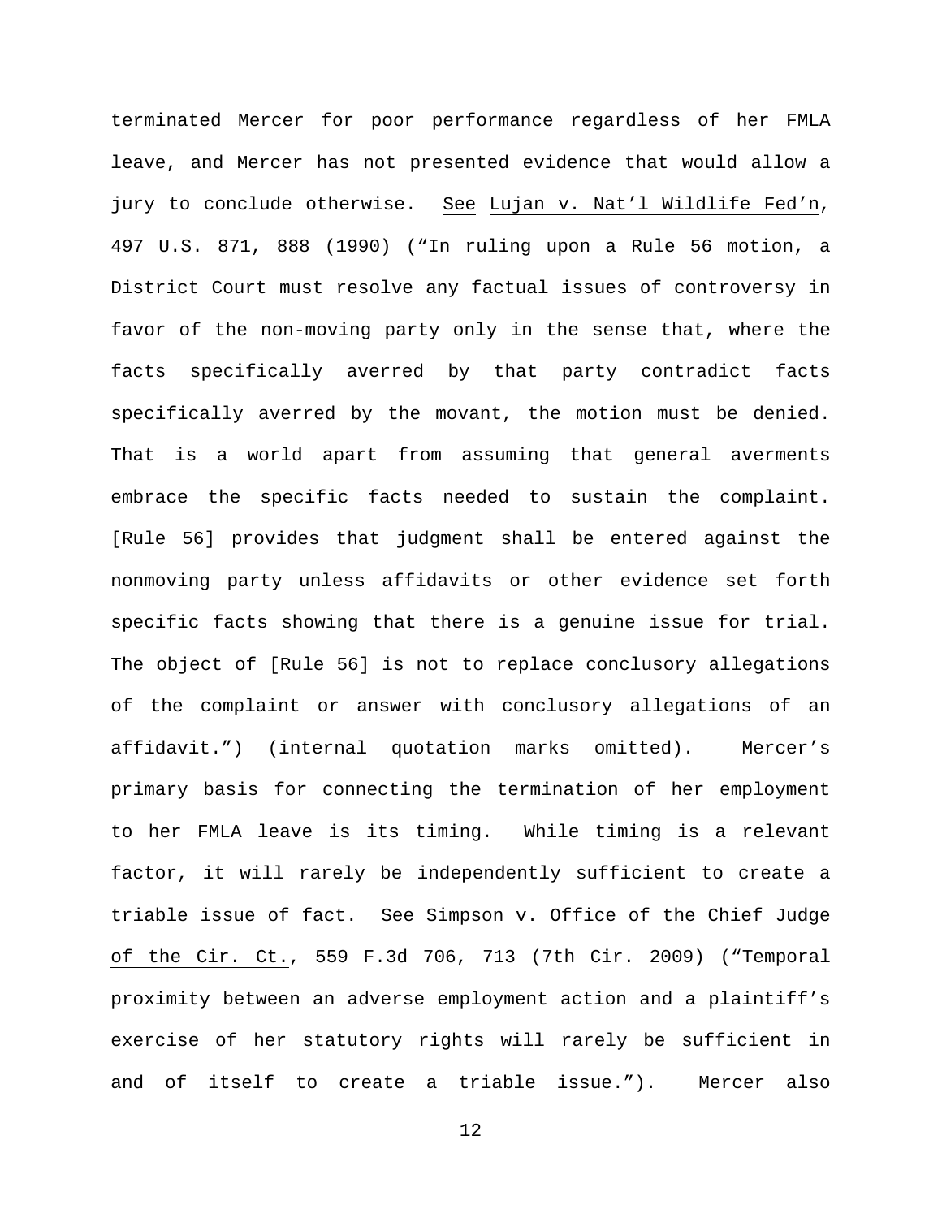terminated Mercer for poor performance regardless of her FMLA leave, and Mercer has not presented evidence that would allow a jury to conclude otherwise. See Lujan v. Nat'l Wildlife Fed'n, 497 U.S. 871, 888 (1990) ("In ruling upon a Rule 56 motion, a District Court must resolve any factual issues of controversy in favor of the non-moving party only in the sense that, where the facts specifically averred by that party contradict facts specifically averred by the movant, the motion must be denied. That is a world apart from assuming that general averments embrace the specific facts needed to sustain the complaint. [Rule 56] provides that judgment shall be entered against the nonmoving party unless affidavits or other evidence set forth specific facts showing that there is a genuine issue for trial. The object of [Rule 56] is not to replace conclusory allegations of the complaint or answer with conclusory allegations of an affidavit.") (internal quotation marks omitted). Mercer's primary basis for connecting the termination of her employment to her FMLA leave is its timing. While timing is a relevant factor, it will rarely be independently sufficient to create a triable issue of fact. See Simpson v. Office of the Chief Judge of the Cir. Ct., 559 F.3d 706, 713 (7th Cir. 2009) ("Temporal proximity between an adverse employment action and a plaintiff's exercise of her statutory rights will rarely be sufficient in and of itself to create a triable issue."). Mercer also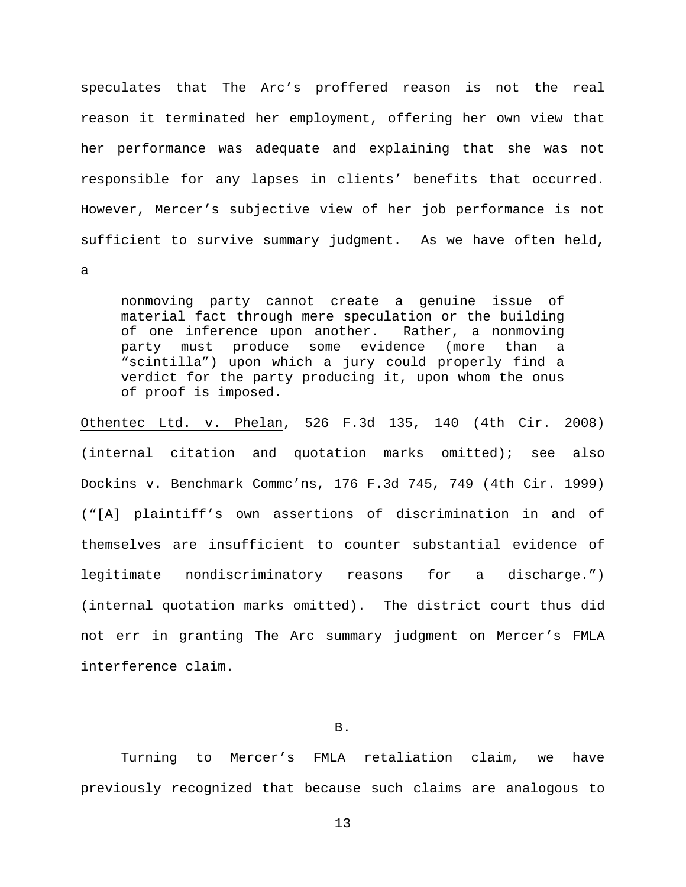speculates that The Arc's proffered reason is not the real reason it terminated her employment, offering her own view that her performance was adequate and explaining that she was not responsible for any lapses in clients' benefits that occurred. However, Mercer's subjective view of her job performance is not sufficient to survive summary judgment. As we have often held, a

> nonmoving party cannot create a genuine issue of material fact through mere speculation or the building of one inference upon another. Rather, a nonmoving party must produce some evidence (more than a "scintilla") upon which a jury could properly find a verdict for the party producing it, upon whom the onus of proof is imposed.

Othentec Ltd. v. Phelan, 526 F.3d 135, 140 (4th Cir. 2008) (internal citation and quotation marks omitted); see also Dockins v. Benchmark Commc'ns, 176 F.3d 745, 749 (4th Cir. 1999) ("[A] plaintiff's own assertions of discrimination in and of themselves are insufficient to counter substantial evidence of legitimate nondiscriminatory reasons for a discharge.") (internal quotation marks omitted). The district court thus did not err in granting The Arc summary judgment on Mercer's FMLA interference claim.

B.

Turning to Mercer's FMLA retaliation claim, we have previously recognized that because such claims are analogous to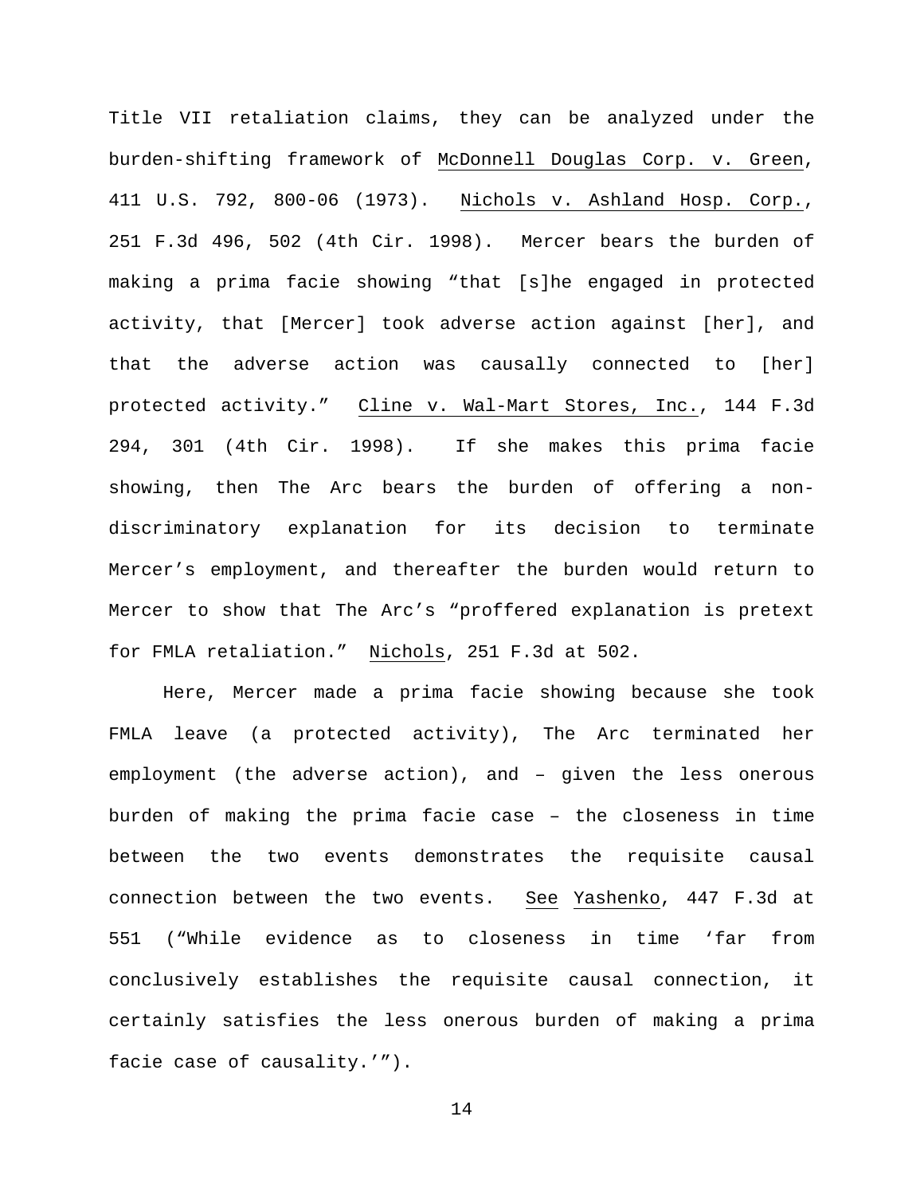Title VII retaliation claims, they can be analyzed under the burden-shifting framework of McDonnell Douglas Corp. v. Green, 411 U.S. 792, 800-06 (1973). Nichols v. Ashland Hosp. Corp., 251 F.3d 496, 502 (4th Cir. 1998). Mercer bears the burden of making a prima facie showing "that [s]he engaged in protected activity, that [Mercer] took adverse action against [her], and that the adverse action was causally connected to [her] protected activity." Cline v. Wal-Mart Stores, Inc., 144 F.3d 294, 301 (4th Cir. 1998). If she makes this prima facie showing, then The Arc bears the burden of offering a non-discriminatory explanation for its decision to terminate Mercer's employment, and thereafter the burden would return to Mercer to show that The Arc's "proffered explanation is pretext for FMLA retaliation." Nichols, 251 F.3d at 502.

Here, Mercer made a prima facie showing because she took FMLA leave (a protected activity), The Arc terminated her employment (the adverse action), and – given the less onerous burden of making the prima facie case – the closeness in time between the two events demonstrates the requisite causal connection between the two events. See Yashenko, 447 F.3d at 551 ("While evidence as to closeness in time 'far from conclusively establishes the requisite causal connection, it certainly satisfies the less onerous burden of making a prima facie case of causality.'").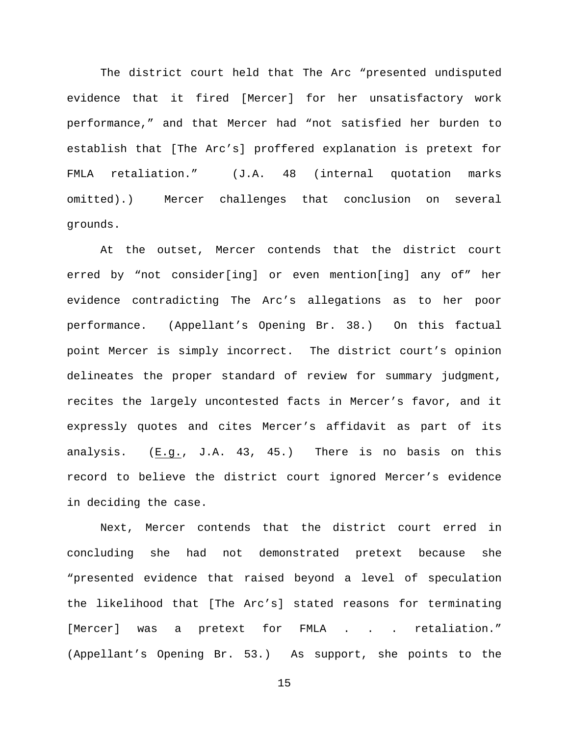The district court held that The Arc "presented undisputed evidence that it fired [Mercer] for her unsatisfactory work performance," and that Mercer had "not satisfied her burden to establish that [The Arc's] proffered explanation is pretext for FMLA retaliation." (J.A. 48 (internal quotation marks omitted).) Mercer challenges that conclusion on several grounds.

At the outset, Mercer contends that the district court erred by "not consider[ing] or even mention[ing] any of" her evidence contradicting The Arc's allegations as to her poor performance. (Appellant's Opening Br. 38.) On this factual point Mercer is simply incorrect. The district court's opinion delineates the proper standard of review for summary judgment, recites the largely uncontested facts in Mercer's favor, and it expressly quotes and cites Mercer's affidavit as part of its analysis. (E.g., J.A. 43, 45.) There is no basis on this record to believe the district court ignored Mercer's evidence in deciding the case.

Next, Mercer contends that the district court erred in concluding she had not demonstrated pretext because she "presented evidence that raised beyond a level of speculation the likelihood that [The Arc's] stated reasons for terminating [Mercer] was a pretext for FMLA . . . retaliation." (Appellant's Opening Br. 53.) As support, she points to the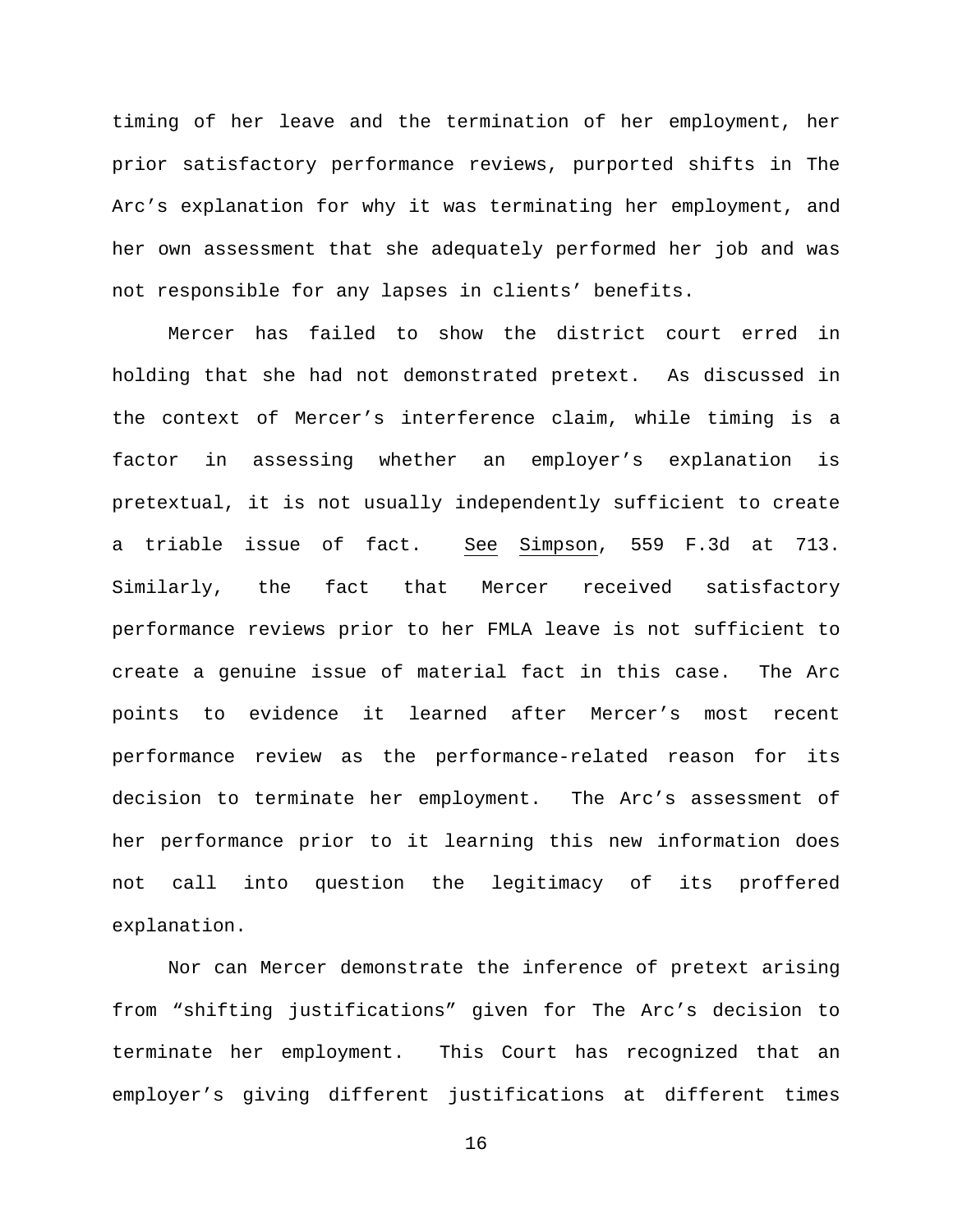timing of her leave and the termination of her employment, her prior satisfactory performance reviews, purported shifts in The Arc's explanation for why it was terminating her employment, and her own assessment that she adequately performed her job and was not responsible for any lapses in clients' benefits.

Mercer has failed to show the district court erred in holding that she had not demonstrated pretext. As discussed in the context of Mercer's interference claim, while timing is a factor in assessing whether an employer's explanation is pretextual, it is not usually independently sufficient to create a triable issue of fact. See Simpson, 559 F.3d at 713. Similarly, the fact that Mercer received satisfactory performance reviews prior to her FMLA leave is not sufficient to create a genuine issue of material fact in this case. The Arc points to evidence it learned after Mercer's most recent performance review as the performance-related reason for its decision to terminate her employment. The Arc's assessment of her performance prior to it learning this new information does not call into question the legitimacy of its proffered explanation.

Nor can Mercer demonstrate the inference of pretext arising from "shifting justifications" given for The Arc's decision to terminate her employment. This Court has recognized that an employer's giving different justifications at different times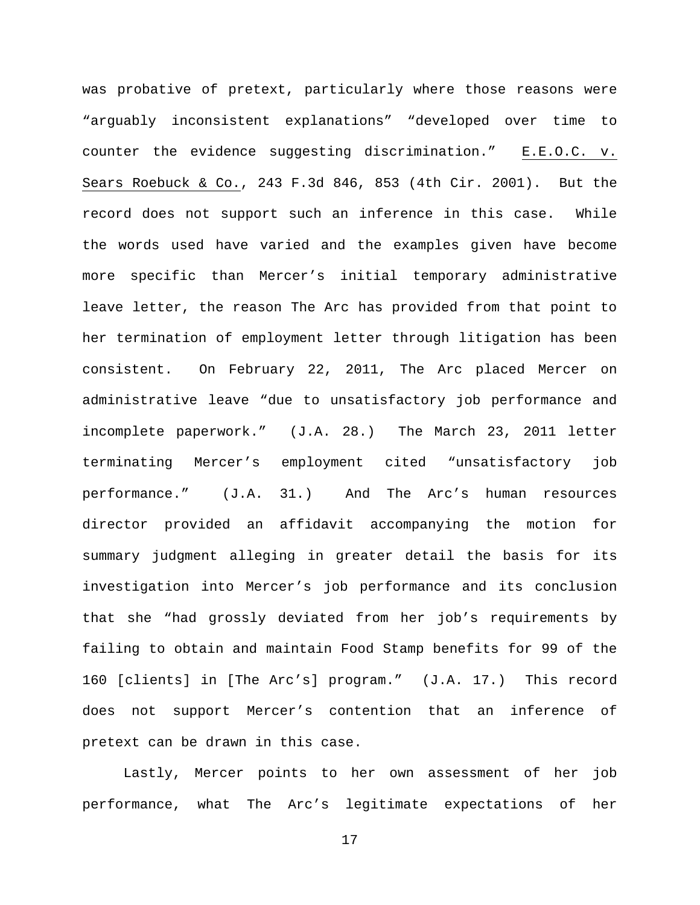was probative of pretext, particularly where those reasons were "arguably inconsistent explanations" "developed over time to counter the evidence suggesting discrimination." E.E.O.C. v. Sears Roebuck & Co., 243 F.3d 846, 853 (4th Cir. 2001). But the record does not support such an inference in this case. While the words used have varied and the examples given have become more specific than Mercer's initial temporary administrative leave letter, the reason The Arc has provided from that point to her termination of employment letter through litigation has been consistent. On February 22, 2011, The Arc placed Mercer on administrative leave "due to unsatisfactory job performance and incomplete paperwork." (J.A. 28.) The March 23, 2011 letter terminating Mercer's employment cited "unsatisfactory job performance." (J.A. 31.) And The Arc's human resources director provided an affidavit accompanying the motion for summary judgment alleging in greater detail the basis for its investigation into Mercer's job performance and its conclusion that she "had grossly deviated from her job's requirements by failing to obtain and maintain Food Stamp benefits for 99 of the 160 [clients] in [The Arc's] program." (J.A. 17.) This record does not support Mercer's contention that an inference of pretext can be drawn in this case.

Lastly, Mercer points to her own assessment of her job performance, what The Arc's legitimate expectations of her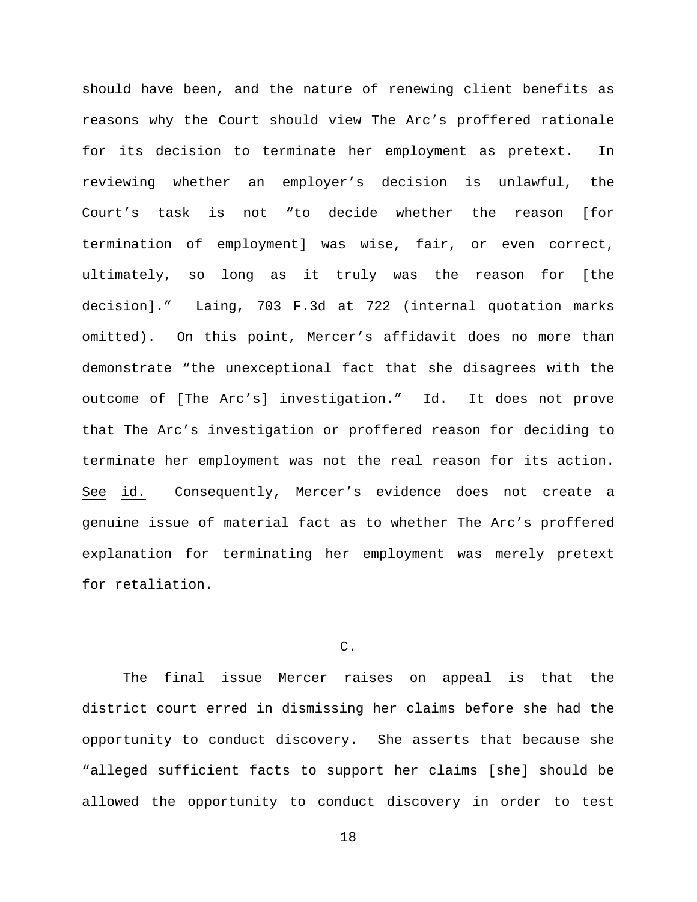should have been, and the nature of renewing client benefits as reasons why the Court should view The Arc's proffered rationale for its decision to terminate her employment as pretext. In reviewing whether an employer's decision is unlawful, the Court's task is not "to decide whether the reason [for termination of employment] was wise, fair, or even correct, ultimately, so long as it truly was the reason for [the decision]." Laing, 703 F.3d at 722 (internal quotation marks omitted). On this point, Mercer's affidavit does no more than demonstrate "the unexceptional fact that she disagrees with the outcome of [The Arc's] investigation." Id. It does not prove that The Arc's investigation or proffered reason for deciding to terminate her employment was not the real reason for its action. See id. Consequently, Mercer's evidence does not create a genuine issue of material fact as to whether The Arc's proffered explanation for terminating her employment was merely pretext for retaliation.

### C.

The final issue Mercer raises on appeal is that the district court erred in dismissing her claims before she had the opportunity to conduct discovery. She asserts that because she "alleged sufficient facts to support her claims [she] should be allowed the opportunity to conduct discovery in order to test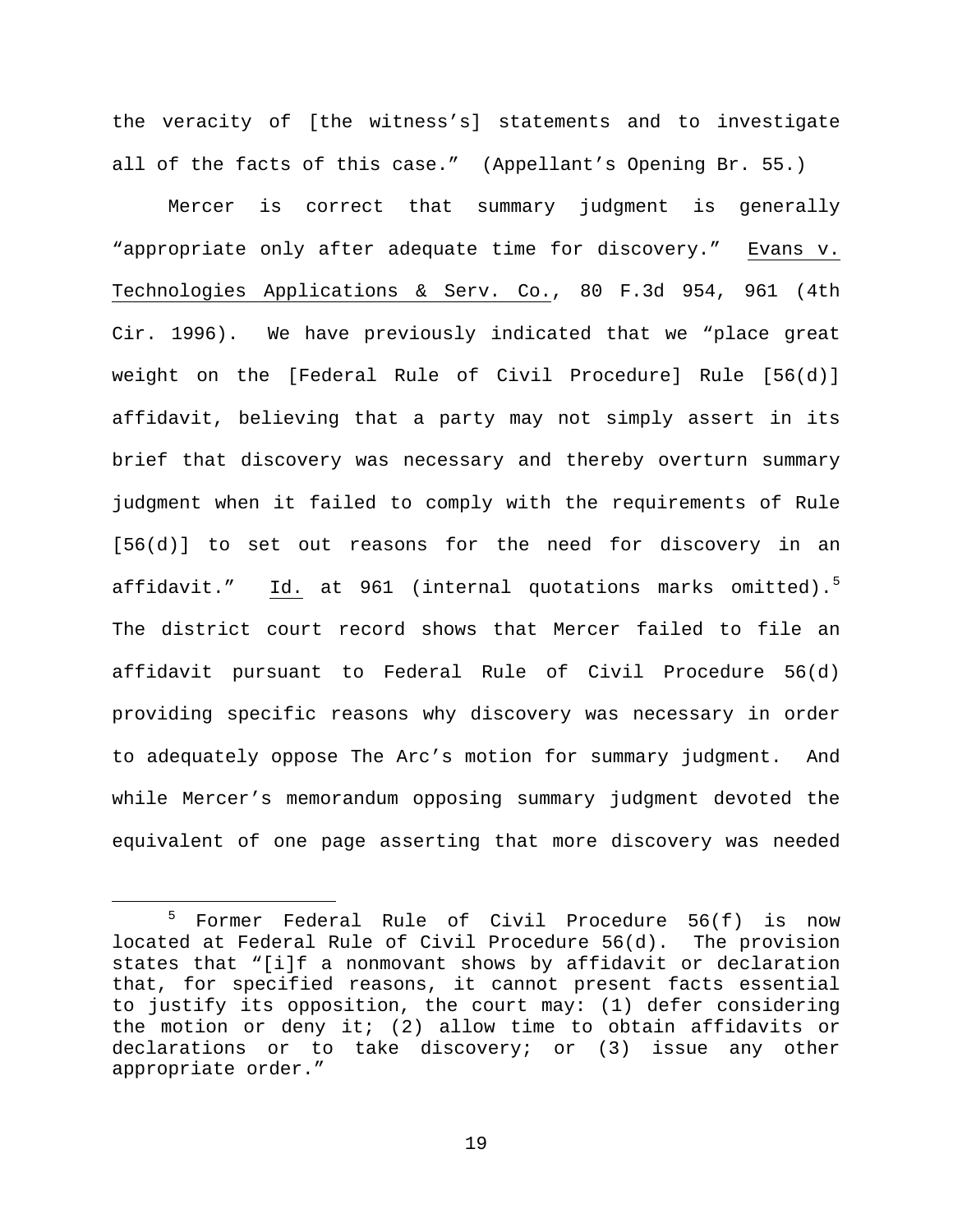the veracity of [the witness's] statements and to investigate all of the facts of this case." (Appellant's Opening Br. 55.)

Mercer is correct that summary judgment is generally "appropriate only after adequate time for discovery." Evans v. Technologies Applications & Serv. Co., 80 F.3d 954, 961 (4th Cir. 1996). We have previously indicated that we "place great weight on the [Federal Rule of Civil Procedure] Rule [56(d)] affidavit, believing that a party may not simply assert in its brief that discovery was necessary and thereby overturn summary judgment when it failed to comply with the requirements of Rule [56(d)] to set out reasons for the need for discovery in an affidavit." Id. at 961 (internal quotations marks omitted).[5] The district court record shows that Mercer failed to file an affidavit pursuant to Federal Rule of Civil Procedure 56(d) providing specific reasons why discovery was necessary in order to adequately oppose The Arc's motion for summary judgment. And while Mercer's memorandum opposing summary judgment devoted the equivalent of one page asserting that more discovery was needed

[5] Former Federal Rule of Civil Procedure 56(f) is now located at Federal Rule of Civil Procedure 56(d). The provision states that "[i]f a nonmovant shows by affidavit or declaration that, for specified reasons, it cannot present facts essential to justify its opposition, the court may: (1) defer considering the motion or deny it; (2) allow time to obtain affidavits or declarations or to take discovery; or (3) issue any other appropriate order."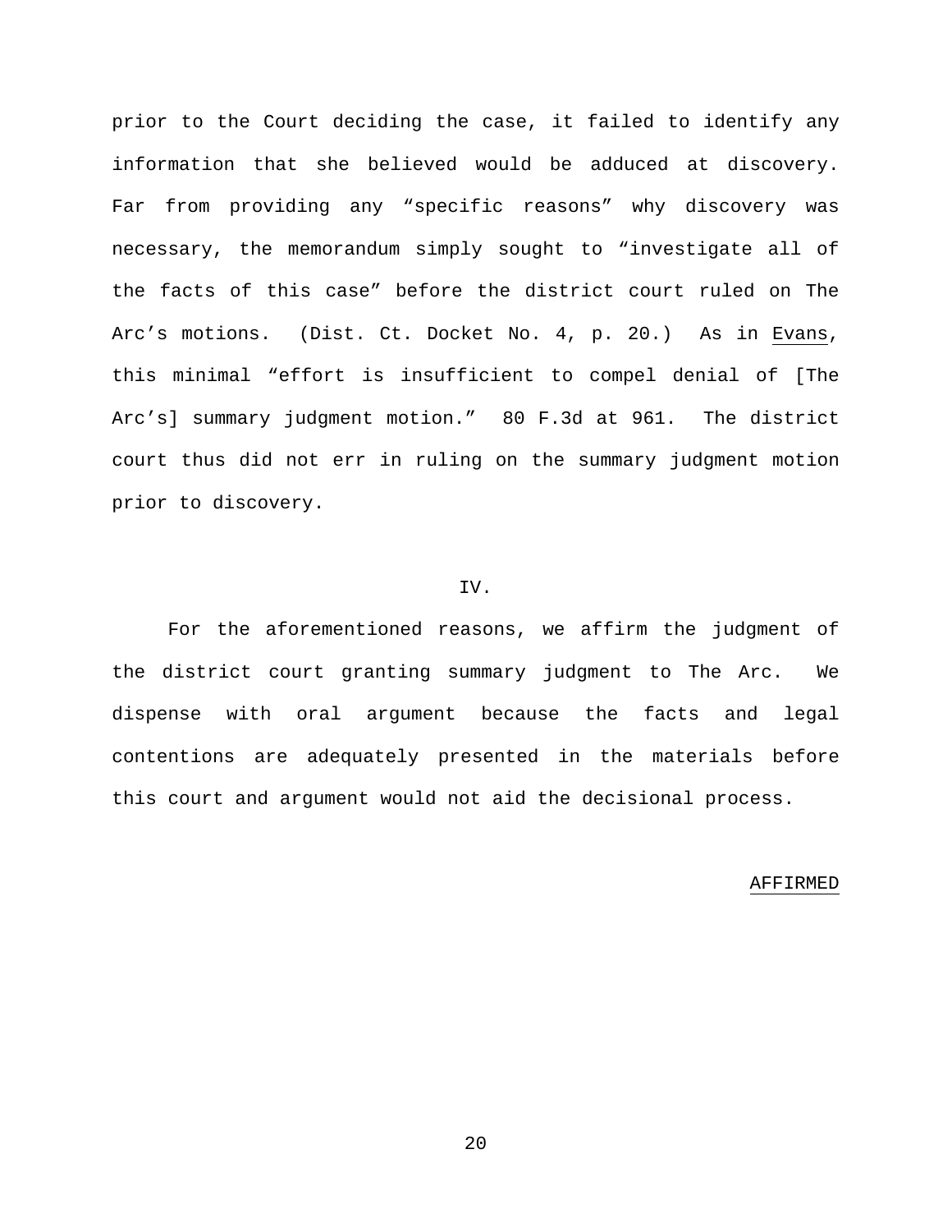prior to the Court deciding the case, it failed to identify any information that she believed would be adduced at discovery. Far from providing any "specific reasons" why discovery was necessary, the memorandum simply sought to "investigate all of the facts of this case" before the district court ruled on The Arc's motions. (Dist. Ct. Docket No. 4, p. 20.) As in Evans, this minimal "effort is insufficient to compel denial of [The Arc's] summary judgment motion." 80 F.3d at 961. The district court thus did not err in ruling on the summary judgment motion prior to discovery.

## IV.

For the aforementioned reasons, we affirm the judgment of the district court granting summary judgment to The Arc. We dispense with oral argument because the facts and legal contentions are adequately presented in the materials before this court and argument would not aid the decisional process.

AFFIRMED